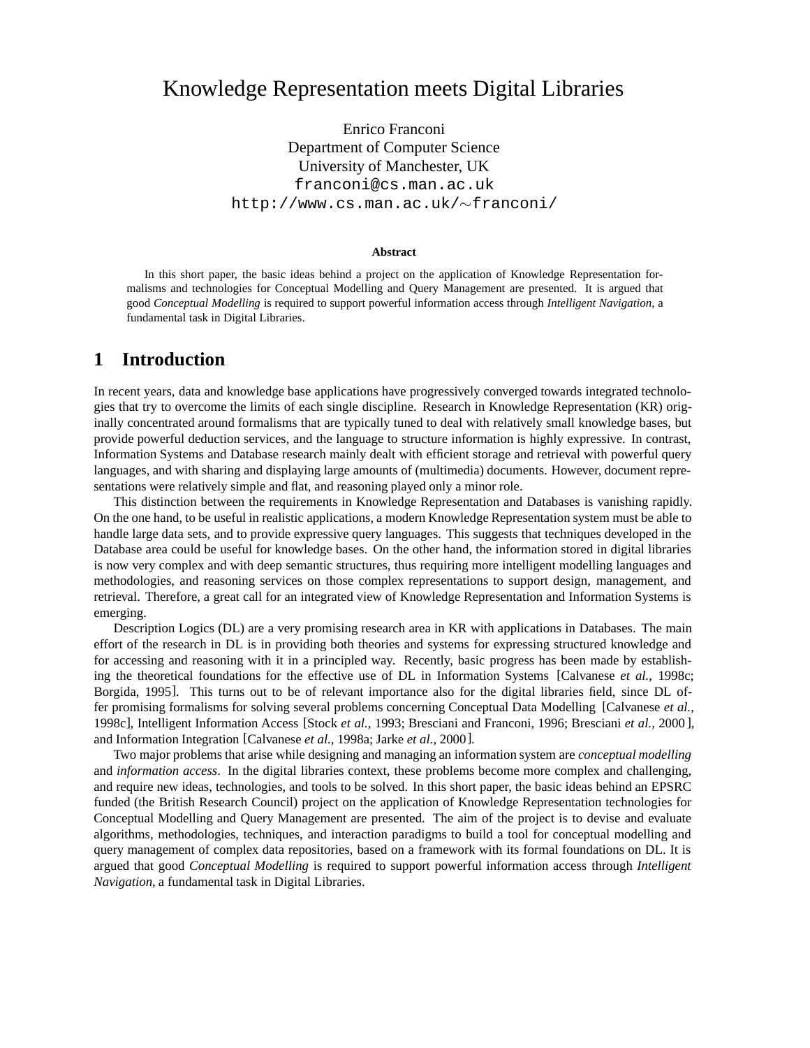# Knowledge Representation meets Digital Libraries

Enrico Franconi
Department of Computer Science
University of Manchester, UK
franconi@cs.man.ac.uk
http://www.cs.man.ac.uk/∼franconi/

### Abstract

In this short paper, the basic ideas behind a project on the application of Knowledge Representation formalisms and technologies for Conceptual Modelling and Query Management are presented. It is argued that good *Conceptual Modelling* is required to support powerful information access through *Intelligent Navigation*, a fundamental task in Digital Libraries.

## 1 Introduction

In recent years, data and knowledge base applications have progressively converged towards integrated technologies that try to overcome the limits of each single discipline. Research in Knowledge Representation (KR) originally concentrated around formalisms that are typically tuned to deal with relatively small knowledge bases, but provide powerful deduction services, and the language to structure information is highly expressive. In contrast, Information Systems and Database research mainly dealt with efficient storage and retrieval with powerful query languages, and with sharing and displaying large amounts of (multimedia) documents. However, document representations were relatively simple and flat, and reasoning played only a minor role.

This distinction between the requirements in Knowledge Representation and Databases is vanishing rapidly. On the one hand, to be useful in realistic applications, a modern Knowledge Representation system must be able to handle large data sets, and to provide expressive query languages. This suggests that techniques developed in the Database area could be useful for knowledge bases. On the other hand, the information stored in digital libraries is now very complex and with deep semantic structures, thus requiring more intelligent modelling languages and methodologies, and reasoning services on those complex representations to support design, management, and retrieval. Therefore, a great call for an integrated view of Knowledge Representation and Information Systems is emerging.

Description Logics (DL) are a very promising research area in KR with applications in Databases. The main effort of the research in DL is in providing both theories and systems for expressing structured knowledge and for accessing and reasoning with it in a principled way. Recently, basic progress has been made by establishing the theoretical foundations for the effective use of DL in Information Systems [Calvanese *et al.*, 1998c; Borgida, 1995]. This turns out to be of relevant importance also for the digital libraries field, since DL offer promising formalisms for solving several problems concerning Conceptual Data Modelling [Calvanese *et al.*, 1998c], Intelligent Information Access [Stock *et al.*, 1993; Bresciani and Franconi, 1996; Bresciani *et al.*, 2000 ], and Information Integration [Calvanese *et al.*, 1998a; Jarke *et al.*, 2000].

Two major problems that arise while designing and managing an information system are *conceptual modelling* and *information access*. In the digital libraries context, these problems become more complex and challenging, and require new ideas, technologies, and tools to be solved. In this short paper, the basic ideas behind an EPSRC funded (the British Research Council) project on the application of Knowledge Representation technologies for Conceptual Modelling and Query Management are presented. The aim of the project is to devise and evaluate algorithms, methodologies, techniques, and interaction paradigms to build a tool for conceptual modelling and query management of complex data repositories, based on a framework with its formal foundations on DL. It is argued that good *Conceptual Modelling* is required to support powerful information access through *Intelligent Navigation*, a fundamental task in Digital Libraries.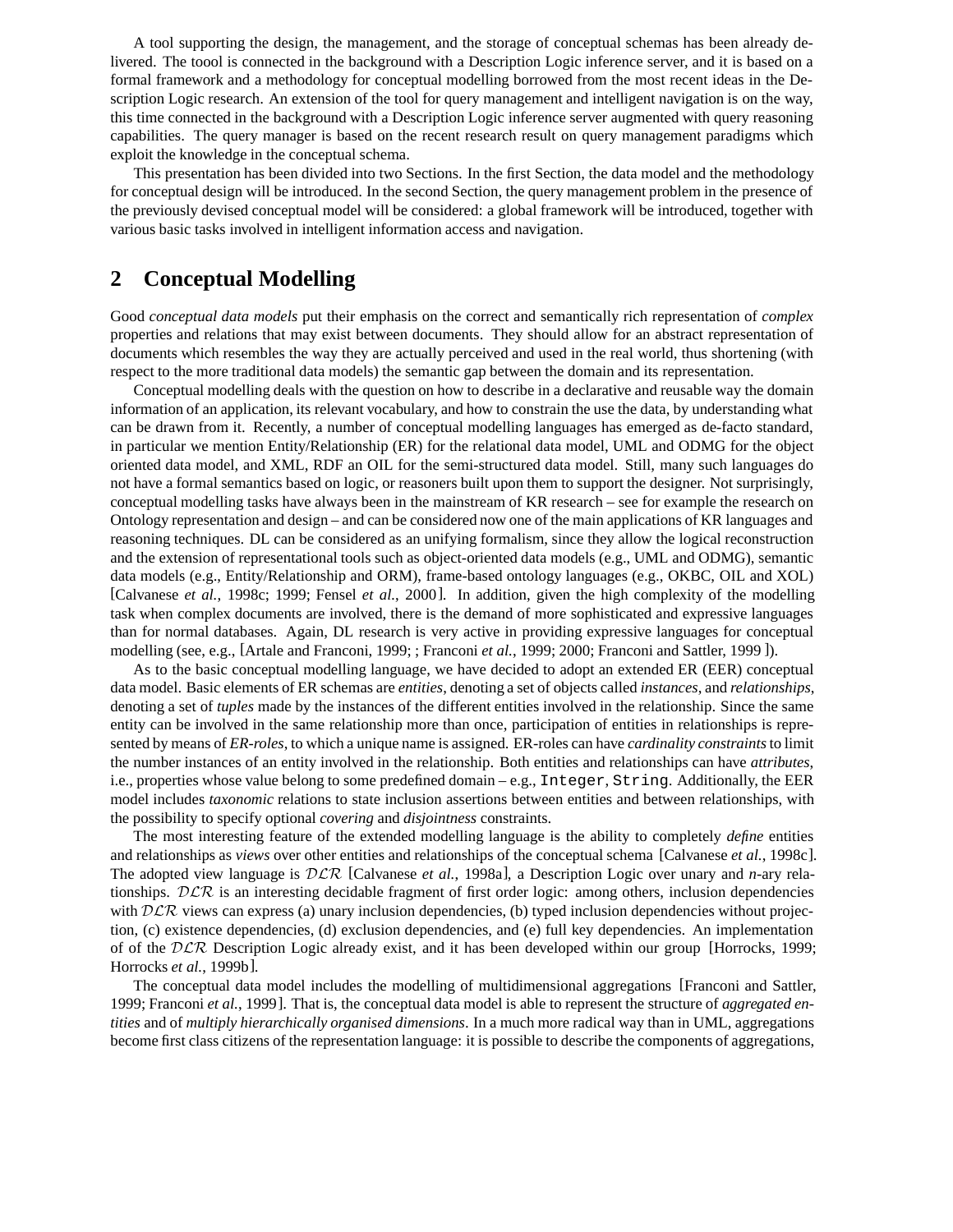A tool supporting the design, the management, and the storage of conceptual schemas has been already delivered. The toool is connected in the background with a Description Logic inference server, and it is based on a formal framework and a methodology for conceptual modelling borrowed from the most recent ideas in the Description Logic research. An extension of the tool for query management and intelligent navigation is on the way, this time connected in the background with a Description Logic inference server augmented with query reasoning capabilities. The query manager is based on the recent research result on query management paradigms which exploit the knowledge in the conceptual schema.

This presentation has been divided into two Sections. In the first Section, the data model and the methodology for conceptual design will be introduced. In the second Section, the query management problem in the presence of the previously devised conceptual model will be considered: a global framework will be introduced, together with various basic tasks involved in intelligent information access and navigation.

## 2 Conceptual Modelling

Good *conceptual data models* put their emphasis on the correct and semantically rich representation of *complex* properties and relations that may exist between documents. They should allow for an abstract representation of documents which resembles the way they are actually perceived and used in the real world, thus shortening (with respect to the more traditional data models) the semantic gap between the domain and its representation.

Conceptual modelling deals with the question on how to describe in a declarative and reusable way the domain information of an application, its relevant vocabulary, and how to constrain the use the data, by understanding what can be drawn from it. Recently, a number of conceptual modelling languages has emerged as de-facto standard, in particular we mention Entity/Relationship (ER) for the relational data model, UML and ODMG for the object oriented data model, and XML, RDF an OIL for the semi-structured data model. Still, many such languages do not have a formal semantics based on logic, or reasoners built upon them to support the designer. Not surprisingly, conceptual modelling tasks have always been in the mainstream of KR research – see for example the research on Ontology representation and design – and can be considered now one of the main applications of KR languages and reasoning techniques. DL can be considered as an unifying formalism, since they allow the logical reconstruction and the extension of representational tools such as object-oriented data models (e.g., UML and ODMG), semantic data models (e.g., Entity/Relationship and ORM), frame-based ontology languages (e.g., OKBC, OIL and XOL) [Calvanese *et al.*, 1998c; 1999; Fensel *et al.*, 2000]. In addition, given the high complexity of the modelling task when complex documents are involved, there is the demand of more sophisticated and expressive languages than for normal databases. Again, DL research is very active in providing expressive languages for conceptual modelling (see, e.g., [Artale and Franconi, 1999; ; Franconi *et al.*, 1999; 2000; Franconi and Sattler, 1999 ]).

As to the basic conceptual modelling language, we have decided to adopt an extended ER (EER) conceptual data model. Basic elements of ER schemas are *entities*, denoting a set of objects called *instances*, and *relationships*, denoting a set of *tuples* made by the instances of the different entities involved in the relationship. Since the same entity can be involved in the same relationship more than once, participation of entities in relationships is represented by means of *ER-roles*, to which a unique name is assigned. ER-roles can have *cardinality constraints* to limit the number instances of an entity involved in the relationship. Both entities and relationships can have *attributes*, i.e., properties whose value belong to some predefined domain – e.g., `Integer`, `String`. Additionally, the EER model includes *taxonomic* relations to state inclusion assertions between entities and between relationships, with the possibility to specify optional *covering* and *disjointness* constraints.

The most interesting feature of the extended modelling language is the ability to completely *define* entities and relationships as *views* over other entities and relationships of the conceptual schema [Calvanese *et al.*, 1998c]. The adopted view language is $\mathcal{DLR}$ [Calvanese *et al.*, 1998a], a Description Logic over unary and *n*-ary relationships. $\mathcal{DLR}$ is an interesting decidable fragment of first order logic: among others, inclusion dependencies with $\mathcal{DLR}$ views can express (a) unary inclusion dependencies, (b) typed inclusion dependencies without projection, (c) existence dependencies, (d) exclusion dependencies, and (e) full key dependencies. An implementation of of the $\mathcal{DLR}$ Description Logic already exist, and it has been developed within our group [Horrocks, 1999; Horrocks *et al.*, 1999b].

The conceptual data model includes the modelling of multidimensional aggregations [Franconi and Sattler, 1999; Franconi *et al.*, 1999]. That is, the conceptual data model is able to represent the structure of *aggregated entities* and of *multiply hierarchically organised dimensions*. In a much more radical way than in UML, aggregations become first class citizens of the representation language: it is possible to describe the components of aggregations,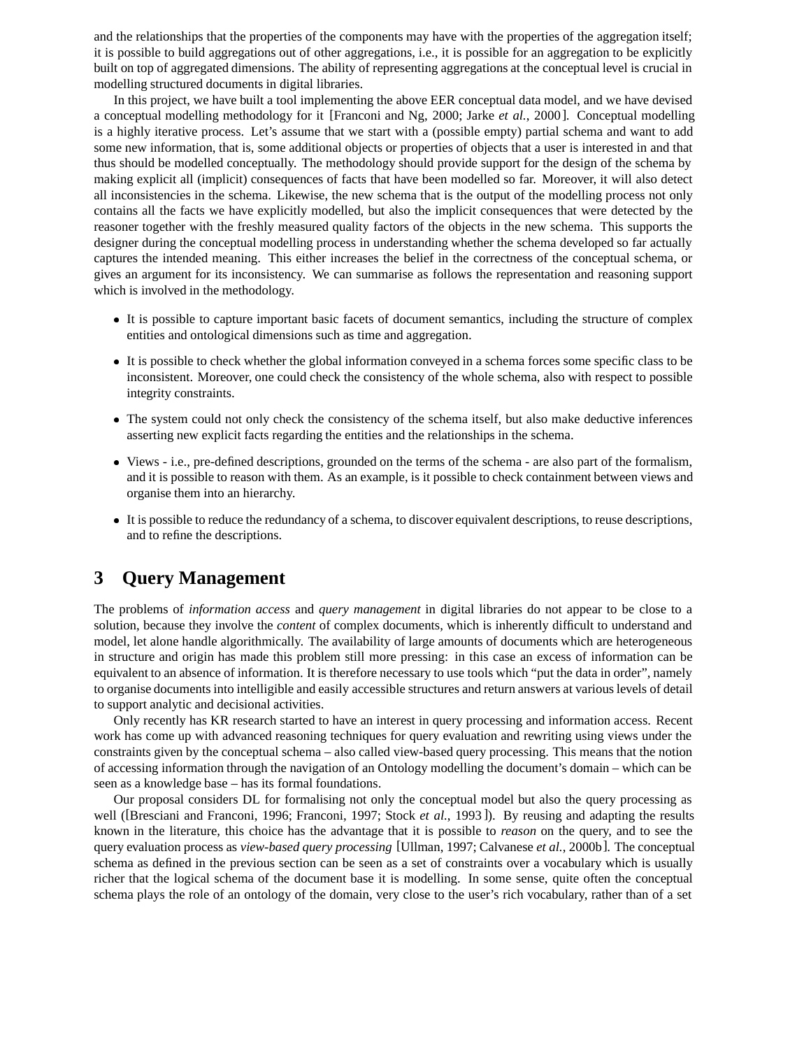and the relationships that the properties of the components may have with the properties of the aggregation itself; it is possible to build aggregations out of other aggregations, i.e., it is possible for an aggregation to be explicitly built on top of aggregated dimensions. The ability of representing aggregations at the conceptual level is crucial in modelling structured documents in digital libraries.

In this project, we have built a tool implementing the above EER conceptual data model, and we have devised a conceptual modelling methodology for it [Franconi and Ng, 2000; Jarke *et al.*, 2000]. Conceptual modelling is a highly iterative process. Let's assume that we start with a (possible empty) partial schema and want to add some new information, that is, some additional objects or properties of objects that a user is interested in and that thus should be modelled conceptually. The methodology should provide support for the design of the schema by making explicit all (implicit) consequences of facts that have been modelled so far. Moreover, it will also detect all inconsistencies in the schema. Likewise, the new schema that is the output of the modelling process not only contains all the facts we have explicitly modelled, but also the implicit consequences that were detected by the reasoner together with the freshly measured quality factors of the objects in the new schema. This supports the designer during the conceptual modelling process in understanding whether the schema developed so far actually captures the intended meaning. This either increases the belief in the correctness of the conceptual schema, or gives an argument for its inconsistency. We can summarise as follows the representation and reasoning support which is involved in the methodology.

- It is possible to capture important basic facets of document semantics, including the structure of complex entities and ontological dimensions such as time and aggregation.
- It is possible to check whether the global information conveyed in a schema forces some specific class to be inconsistent. Moreover, one could check the consistency of the whole schema, also with respect to possible integrity constraints.
- The system could not only check the consistency of the schema itself, but also make deductive inferences asserting new explicit facts regarding the entities and the relationships in the schema.
- Views - i.e., pre-defined descriptions, grounded on the terms of the schema - are also part of the formalism, and it is possible to reason with them. As an example, is it possible to check containment between views and organise them into an hierarchy.
- It is possible to reduce the redundancy of a schema, to discover equivalent descriptions, to reuse descriptions, and to refine the descriptions.

# 3 Query Management

The problems of *information access* and *query management* in digital libraries do not appear to be close to a solution, because they involve the *content* of complex documents, which is inherently difficult to understand and model, let alone handle algorithmically. The availability of large amounts of documents which are heterogeneous in structure and origin has made this problem still more pressing: in this case an excess of information can be equivalent to an absence of information. It is therefore necessary to use tools which "put the data in order", namely to organise documents into intelligible and easily accessible structures and return answers at various levels of detail to support analytic and decisional activities.

Only recently has KR research started to have an interest in query processing and information access. Recent work has come up with advanced reasoning techniques for query evaluation and rewriting using views under the constraints given by the conceptual schema – also called view-based query processing. This means that the notion of accessing information through the navigation of an Ontology modelling the document's domain – which can be seen as a knowledge base – has its formal foundations.

Our proposal considers DL for formalising not only the conceptual model but also the query processing as well ([Bresciani and Franconi, 1996; Franconi, 1997; Stock *et al.*, 1993]). By reusing and adapting the results known in the literature, this choice has the advantage that it is possible to *reason* on the query, and to see the query evaluation process as *view-based query processing* [Ullman, 1997; Calvanese *et al.*, 2000b]. The conceptual schema as defined in the previous section can be seen as a set of constraints over a vocabulary which is usually richer that the logical schema of the document base it is modelling. In some sense, quite often the conceptual schema plays the role of an ontology of the domain, very close to the user's rich vocabulary, rather than of a set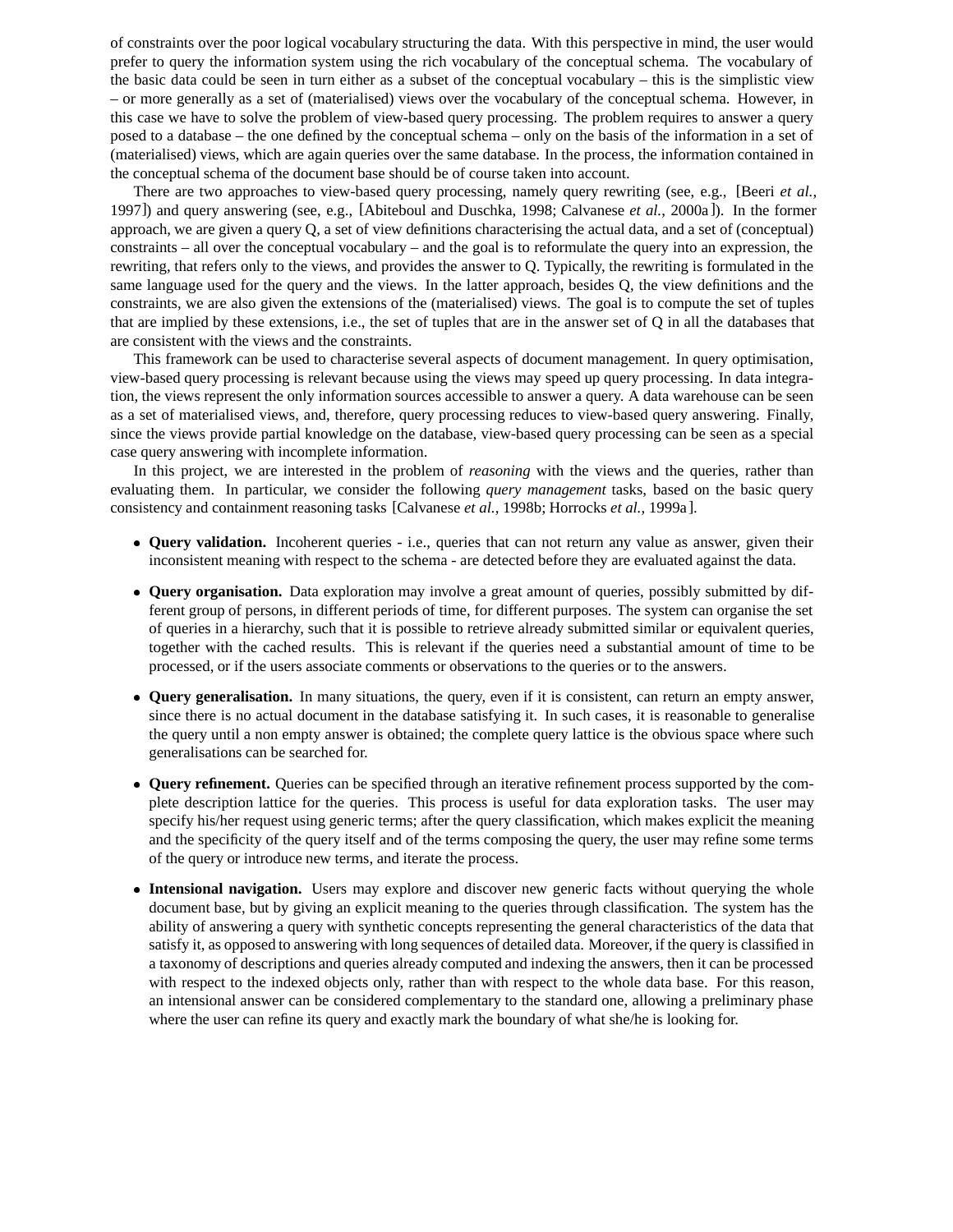of constraints over the poor logical vocabulary structuring the data. With this perspective in mind, the user would prefer to query the information system using the rich vocabulary of the conceptual schema. The vocabulary of the basic data could be seen in turn either as a subset of the conceptual vocabulary – this is the simplistic view – or more generally as a set of (materialised) views over the vocabulary of the conceptual schema. However, in this case we have to solve the problem of view-based query processing. The problem requires to answer a query posed to a database – the one defined by the conceptual schema – only on the basis of the information in a set of (materialised) views, which are again queries over the same database. In the process, the information contained in the conceptual schema of the document base should be of course taken into account.

There are two approaches to view-based query processing, namely query rewriting (see, e.g., [Beeri *et al.*, 1997]) and query answering (see, e.g., [Abiteboul and Duschka, 1998; Calvanese *et al.*, 2000a]). In the former approach, we are given a query Q, a set of view definitions characterising the actual data, and a set of (conceptual) constraints – all over the conceptual vocabulary – and the goal is to reformulate the query into an expression, the rewriting, that refers only to the views, and provides the answer to Q. Typically, the rewriting is formulated in the same language used for the query and the views. In the latter approach, besides Q, the view definitions and the constraints, we are also given the extensions of the (materialised) views. The goal is to compute the set of tuples that are implied by these extensions, i.e., the set of tuples that are in the answer set of Q in all the databases that are consistent with the views and the constraints.

This framework can be used to characterise several aspects of document management. In query optimisation, view-based query processing is relevant because using the views may speed up query processing. In data integration, the views represent the only information sources accessible to answer a query. A data warehouse can be seen as a set of materialised views, and, therefore, query processing reduces to view-based query answering. Finally, since the views provide partial knowledge on the database, view-based query processing can be seen as a special case query answering with incomplete information.

In this project, we are interested in the problem of *reasoning* with the views and the queries, rather than evaluating them. In particular, we consider the following *query management* tasks, based on the basic query consistency and containment reasoning tasks [Calvanese *et al.*, 1998b; Horrocks *et al.*, 1999a].

- **Query validation.** Incoherent queries - i.e., queries that can not return any value as answer, given their inconsistent meaning with respect to the schema - are detected before they are evaluated against the data.
- **Query organisation.** Data exploration may involve a great amount of queries, possibly submitted by different group of persons, in different periods of time, for different purposes. The system can organise the set of queries in a hierarchy, such that it is possible to retrieve already submitted similar or equivalent queries, together with the cached results. This is relevant if the queries need a substantial amount of time to be processed, or if the users associate comments or observations to the queries or to the answers.
- **Query generalisation.** In many situations, the query, even if it is consistent, can return an empty answer, since there is no actual document in the database satisfying it. In such cases, it is reasonable to generalise the query until a non empty answer is obtained; the complete query lattice is the obvious space where such generalisations can be searched for.
- **Query refinement.** Queries can be specified through an iterative refinement process supported by the complete description lattice for the queries. This process is useful for data exploration tasks. The user may specify his/her request using generic terms; after the query classification, which makes explicit the meaning and the specificity of the query itself and of the terms composing the query, the user may refine some terms of the query or introduce new terms, and iterate the process.
- **Intensional navigation.** Users may explore and discover new generic facts without querying the whole document base, but by giving an explicit meaning to the queries through classification. The system has the ability of answering a query with synthetic concepts representing the general characteristics of the data that satisfy it, as opposed to answering with long sequences of detailed data. Moreover, if the query is classified in a taxonomy of descriptions and queries already computed and indexing the answers, then it can be processed with respect to the indexed objects only, rather than with respect to the whole data base. For this reason, an intensional answer can be considered complementary to the standard one, allowing a preliminary phase where the user can refine its query and exactly mark the boundary of what she/he is looking for.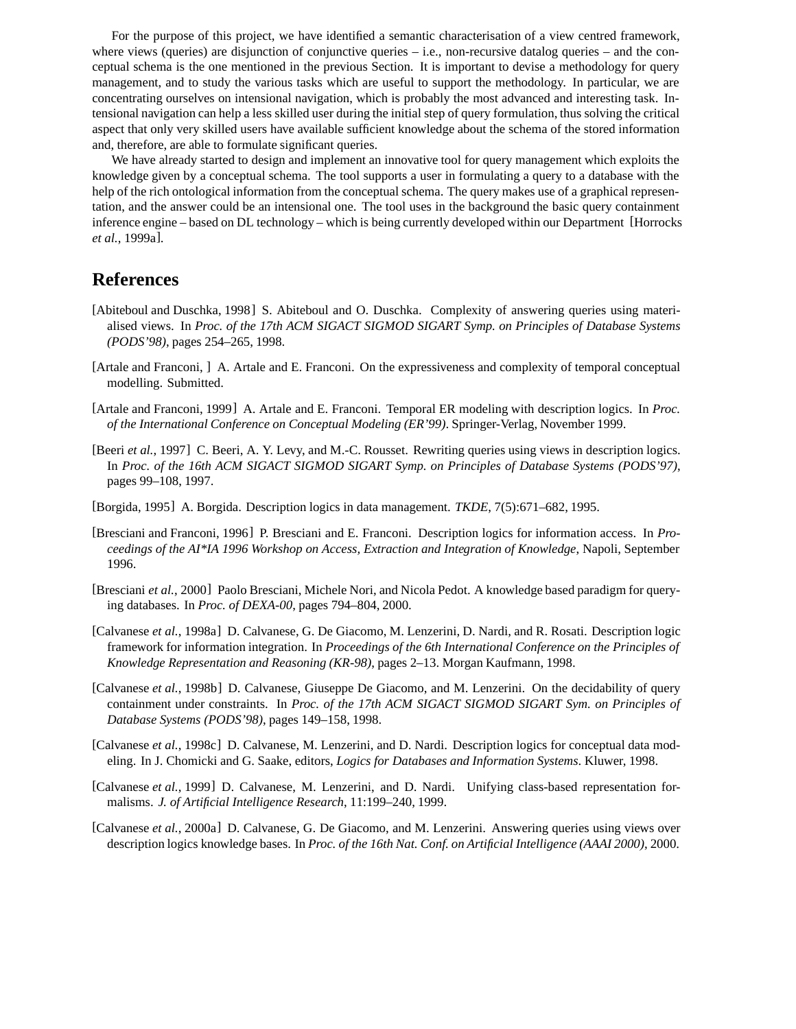For the purpose of this project, we have identified a semantic characterisation of a view centred framework, where views (queries) are disjunction of conjunctive queries – i.e., non-recursive datalog queries – and the conceptual schema is the one mentioned in the previous Section. It is important to devise a methodology for query management, and to study the various tasks which are useful to support the methodology. In particular, we are concentrating ourselves on intensional navigation, which is probably the most advanced and interesting task. Intensional navigation can help a less skilled user during the initial step of query formulation, thus solving the critical aspect that only very skilled users have available sufficient knowledge about the schema of the stored information and, therefore, are able to formulate significant queries.

We have already started to design and implement an innovative tool for query management which exploits the knowledge given by a conceptual schema. The tool supports a user in formulating a query to a database with the help of the rich ontological information from the conceptual schema. The query makes use of a graphical representation, and the answer could be an intensional one. The tool uses in the background the basic query containment inference engine – based on DL technology – which is being currently developed within our Department [Horrocks *et al.*, 1999a].

# References

[Abiteboul and Duschka, 1998] S. Abiteboul and O. Duschka. Complexity of answering queries using materialised views. In *Proc. of the 17th ACM SIGACT SIGMOD SIGART Symp. on Principles of Database Systems (PODS'98)*, pages 254–265, 1998.

[Artale and Franconi, ] A. Artale and E. Franconi. On the expressiveness and complexity of temporal conceptual modelling. Submitted.

[Artale and Franconi, 1999] A. Artale and E. Franconi. Temporal ER modeling with description logics. In *Proc. of the International Conference on Conceptual Modeling (ER'99)*. Springer-Verlag, November 1999.

[Beeri *et al.*, 1997] C. Beeri, A. Y. Levy, and M.-C. Rousset. Rewriting queries using views in description logics. In *Proc. of the 16th ACM SIGACT SIGMOD SIGART Symp. on Principles of Database Systems (PODS'97)*, pages 99–108, 1997.

[Borgida, 1995] A. Borgida. Description logics in data management. *TKDE*, 7(5):671–682, 1995.

[Bresciani and Franconi, 1996] P. Bresciani and E. Franconi. Description logics for information access. In *Proceedings of the AI\*IA 1996 Workshop on Access, Extraction and Integration of Knowledge*, Napoli, September 1996.

[Bresciani *et al.*, 2000] Paolo Bresciani, Michele Nori, and Nicola Pedot. A knowledge based paradigm for querying databases. In *Proc. of DEXA-00*, pages 794–804, 2000.

[Calvanese *et al.*, 1998a] D. Calvanese, G. De Giacomo, M. Lenzerini, D. Nardi, and R. Rosati. Description logic framework for information integration. In *Proceedings of the 6th International Conference on the Principles of Knowledge Representation and Reasoning (KR-98)*, pages 2–13. Morgan Kaufmann, 1998.

[Calvanese *et al.*, 1998b] D. Calvanese, Giuseppe De Giacomo, and M. Lenzerini. On the decidability of query containment under constraints. In *Proc. of the 17th ACM SIGACT SIGMOD SIGART Sym. on Principles of Database Systems (PODS'98)*, pages 149–158, 1998.

[Calvanese *et al.*, 1998c] D. Calvanese, M. Lenzerini, and D. Nardi. Description logics for conceptual data modeling. In J. Chomicki and G. Saake, editors, *Logics for Databases and Information Systems*. Kluwer, 1998.

[Calvanese *et al.*, 1999] D. Calvanese, M. Lenzerini, and D. Nardi. Unifying class-based representation formalisms. *J. of Artificial Intelligence Research*, 11:199–240, 1999.

[Calvanese *et al.*, 2000a] D. Calvanese, G. De Giacomo, and M. Lenzerini. Answering queries using views over description logics knowledge bases. In *Proc. of the 16th Nat. Conf. on Artificial Intelligence (AAAI 2000)*, 2000.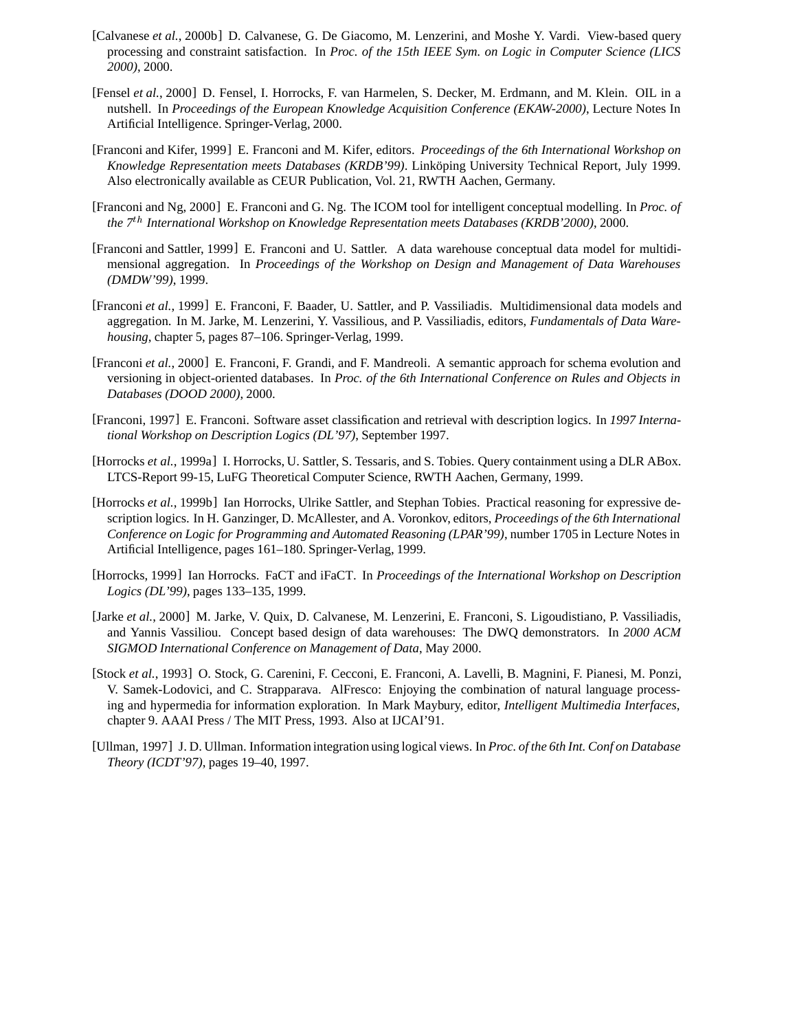[Calvanese *et al.*, 2000b] D. Calvanese, G. De Giacomo, M. Lenzerini, and Moshe Y. Vardi. View-based query processing and constraint satisfaction. In *Proc. of the 15th IEEE Sym. on Logic in Computer Science (LICS 2000)*, 2000.

[Fensel *et al.*, 2000] D. Fensel, I. Horrocks, F. van Harmelen, S. Decker, M. Erdmann, and M. Klein. OIL in a nutshell. In *Proceedings of the European Knowledge Acquisition Conference (EKAW-2000)*, Lecture Notes In Artificial Intelligence. Springer-Verlag, 2000.

[Franconi and Kifer, 1999] E. Franconi and M. Kifer, editors. *Proceedings of the 6th International Workshop on Knowledge Representation meets Databases (KRDB'99)*. Linköping University Technical Report, July 1999. Also electronically available as CEUR Publication, Vol. 21, RWTH Aachen, Germany.

[Franconi and Ng, 2000] E. Franconi and G. Ng. The ICOM tool for intelligent conceptual modelling. In *Proc. of the 7$^{th}$ International Workshop on Knowledge Representation meets Databases (KRDB'2000)*, 2000.

[Franconi and Sattler, 1999] E. Franconi and U. Sattler. A data warehouse conceptual data model for multidimensional aggregation. In *Proceedings of the Workshop on Design and Management of Data Warehouses (DMDW'99)*, 1999.

[Franconi *et al.*, 1999] E. Franconi, F. Baader, U. Sattler, and P. Vassiliadis. Multidimensional data models and aggregation. In M. Jarke, M. Lenzerini, Y. Vassilious, and P. Vassiliadis, editors, *Fundamentals of Data Warehousing*, chapter 5, pages 87–106. Springer-Verlag, 1999.

[Franconi *et al.*, 2000] E. Franconi, F. Grandi, and F. Mandreoli. A semantic approach for schema evolution and versioning in object-oriented databases. In *Proc. of the 6th International Conference on Rules and Objects in Databases (DOOD 2000)*, 2000.

[Franconi, 1997] E. Franconi. Software asset classification and retrieval with description logics. In *1997 International Workshop on Description Logics (DL'97)*, September 1997.

[Horrocks *et al.*, 1999a] I. Horrocks, U. Sattler, S. Tessaris, and S. Tobies. Query containment using a DLR ABox. LTCS-Report 99-15, LuFG Theoretical Computer Science, RWTH Aachen, Germany, 1999.

[Horrocks *et al.*, 1999b] Ian Horrocks, Ulrike Sattler, and Stephan Tobies. Practical reasoning for expressive description logics. In H. Ganzinger, D. McAllester, and A. Voronkov, editors, *Proceedings of the 6th International Conference on Logic for Programming and Automated Reasoning (LPAR'99)*, number 1705 in Lecture Notes in Artificial Intelligence, pages 161–180. Springer-Verlag, 1999.

[Horrocks, 1999] Ian Horrocks. FaCT and iFaCT. In *Proceedings of the International Workshop on Description Logics (DL'99)*, pages 133–135, 1999.

[Jarke *et al.*, 2000] M. Jarke, V. Quix, D. Calvanese, M. Lenzerini, E. Franconi, S. Ligoudistiano, P. Vassiliadis, and Yannis Vassiliou. Concept based design of data warehouses: The DWQ demonstrators. In *2000 ACM SIGMOD International Conference on Management of Data*, May 2000.

[Stock *et al.*, 1993] O. Stock, G. Carenini, F. Cecconi, E. Franconi, A. Lavelli, B. Magnini, F. Pianesi, M. Ponzi, V. Samek-Lodovici, and C. Strapparava. AlFresco: Enjoying the combination of natural language processing and hypermedia for information exploration. In Mark Maybury, editor, *Intelligent Multimedia Interfaces*, chapter 9. AAAI Press / The MIT Press, 1993. Also at IJCAI'91.

[Ullman, 1997] J. D. Ullman. Information integration using logical views. In *Proc. of the 6th Int. Conf on Database Theory (ICDT'97)*, pages 19–40, 1997.